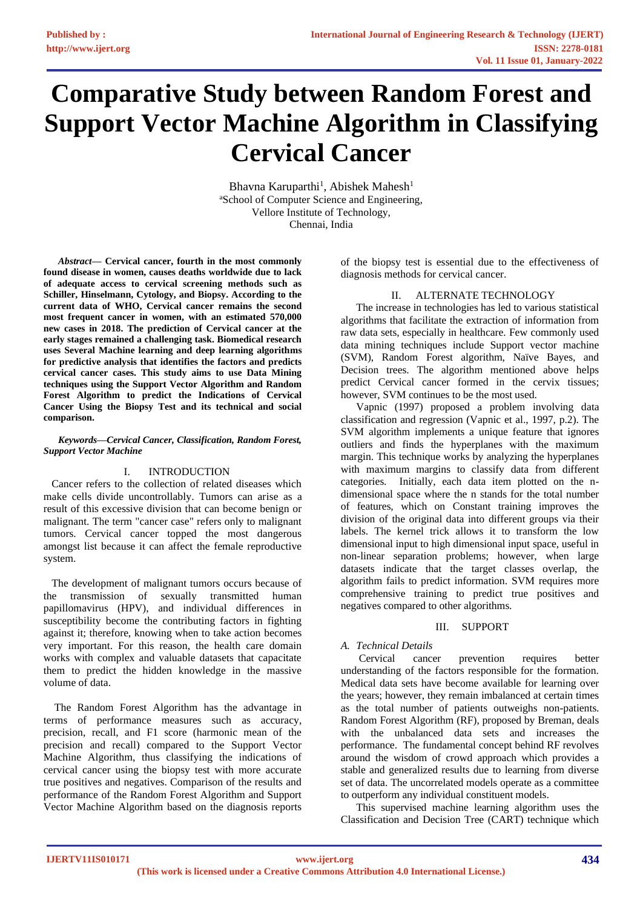# Comparative Study between Random Forest and Support Vector Machine Algorithm in Classifying Cervical Cancer

Bhavna Karuparthi[1], Abishek Mahesh[1]
[a]School of Computer Science and Engineering,
Vellore Institute of Technology,
Chennai, India

***Abstract*— Cervical cancer, fourth in the most commonly found disease in women, causes deaths worldwide due to lack of adequate access to cervical screening methods such as Schiller, Hinselmann, Cytology, and Biopsy. According to the current data of WHO, Cervical cancer remains the second most frequent cancer in women, with an estimated 570,000 new cases in 2018. The prediction of Cervical cancer at the early stages remained a challenging task. Biomedical research uses Several Machine learning and deep learning algorithms for predictive analysis that identifies the factors and predicts cervical cancer cases. This study aims to use Data Mining techniques using the Support Vector Algorithm and Random Forest Algorithm to predict the Indications of Cervical Cancer Using the Biopsy Test and its technical and social comparison.**

***Keywords—Cervical Cancer, Classification, Random Forest, Support Vector Machine***

## I. INTRODUCTION

Cancer refers to the collection of related diseases which make cells divide uncontrollably. Tumors can arise as a result of this excessive division that can become benign or malignant. The term "cancer case" refers only to malignant tumors. Cervical cancer topped the most dangerous amongst list because it can affect the female reproductive system.

The development of malignant tumors occurs because of the transmission of sexually transmitted human papillomavirus (HPV), and individual differences in susceptibility become the contributing factors in fighting against it; therefore, knowing when to take action becomes very important. For this reason, the health care domain works with complex and valuable datasets that capacitate them to predict the hidden knowledge in the massive volume of data.

The Random Forest Algorithm has the advantage in terms of performance measures such as accuracy, precision, recall, and F1 score (harmonic mean of the precision and recall) compared to the Support Vector Machine Algorithm, thus classifying the indications of cervical cancer using the biopsy test with more accurate true positives and negatives. Comparison of the results and performance of the Random Forest Algorithm and Support Vector Machine Algorithm based on the diagnosis reports of the biopsy test is essential due to the effectiveness of diagnosis methods for cervical cancer.

## II. ALTERNATE TECHNOLOGY

The increase in technologies has led to various statistical algorithms that facilitate the extraction of information from raw data sets, especially in healthcare. Few commonly used data mining techniques include Support vector machine (SVM), Random Forest algorithm, Naïve Bayes, and Decision trees. The algorithm mentioned above helps predict Cervical cancer formed in the cervix tissues; however, SVM continues to be the most used.

Vapnic (1997) proposed a problem involving data classification and regression (Vapnic et al., 1997, p.2). The SVM algorithm implements a unique feature that ignores outliers and finds the hyperplanes with the maximum margin. This technique works by analyzing the hyperplanes with maximum margins to classify data from different categories. Initially, each data item plotted on the n-dimensional space where the n stands for the total number of features, which on Constant training improves the division of the original data into different groups via their labels. The kernel trick allows it to transform the low dimensional input to high dimensional input space, useful in non-linear separation problems; however, when large datasets indicate that the target classes overlap, the algorithm fails to predict information. SVM requires more comprehensive training to predict true positives and negatives compared to other algorithms.

## III. SUPPORT

### *A. Technical Details*

Cervical cancer prevention requires better understanding of the factors responsible for the formation. Medical data sets have become available for learning over the years; however, they remain imbalanced at certain times as the total number of patients outweighs non-patients. Random Forest Algorithm (RF), proposed by Breman, deals with the unbalanced data sets and increases the performance. The fundamental concept behind RF revolves around the wisdom of crowd approach which provides a stable and generalized results due to learning from diverse set of data. The uncorrelated models operate as a committee to outperform any individual constituent models.

This supervised machine learning algorithm uses the Classification and Decision Tree (CART) technique which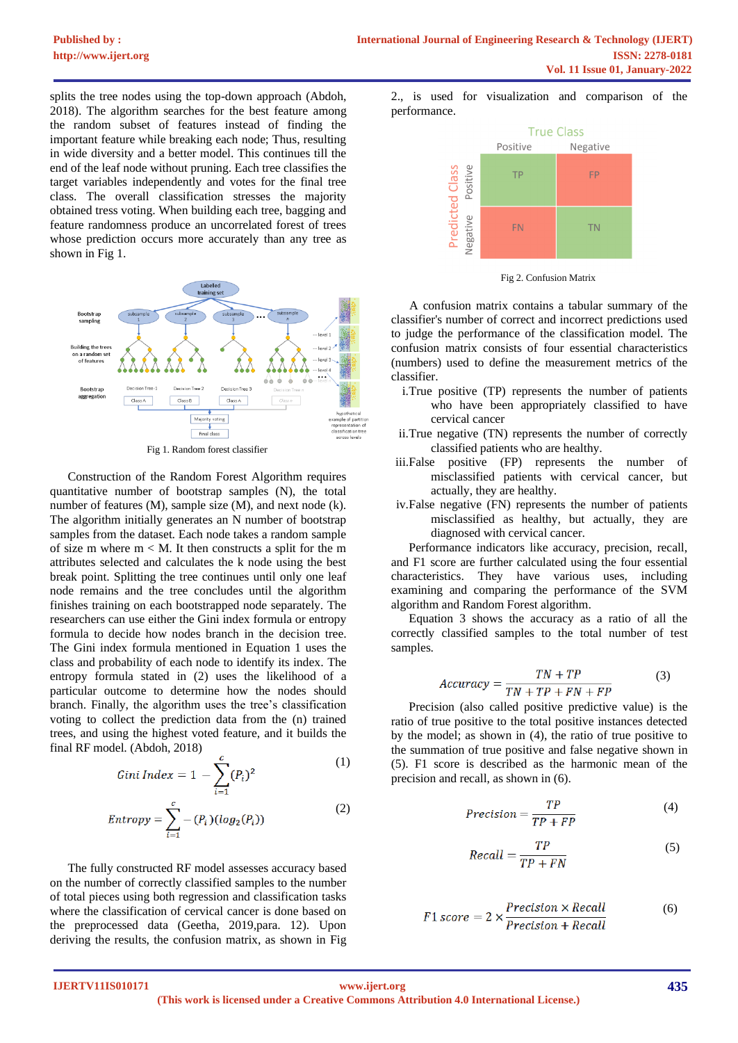splits the tree nodes using the top-down approach (Abdoh, 2018). The algorithm searches for the best feature among the random subset of features instead of finding the important feature while breaking each node; Thus, resulting in wide diversity and a better model. This continues till the end of the leaf node without pruning. Each tree classifies the target variables independently and votes for the final tree class. The overall classification stresses the majority obtained tress voting. When building each tree, bagging and feature randomness produce an uncorrelated forest of trees whose prediction occurs more accurately than any tree as shown in Fig 1.

Fig 1. Random forest classifier

Construction of the Random Forest Algorithm requires quantitative number of bootstrap samples (N), the total number of features (M), sample size (M), and next node (k). The algorithm initially generates an N number of bootstrap samples from the dataset. Each node takes a random sample of size m where m < M. It then constructs a split for the m attributes selected and calculates the k node using the best break point. Splitting the tree continues until only one leaf node remains and the tree concludes until the algorithm finishes training on each bootstrapped node separately. The researchers can use either the Gini index formula or entropy formula to decide how nodes branch in the decision tree. The Gini index formula mentioned in Equation 1 uses the class and probability of each node to identify its index. The entropy formula stated in (2) uses the likelihood of a particular outcome to determine how the nodes should branch. Finally, the algorithm uses the tree's classification voting to collect the prediction data from the (n) trained trees, and using the highest voted feature, and it builds the final RF model. (Abdoh, 2018)

$$Gini\ Index = 1 - \sum_{i=1}^{c} (P_i)^2 \tag{1}$$

$$Entropy = \sum_{i=1}^{c} -(P_i)(log_2(P_i)) \tag{2}$$

The fully constructed RF model assesses accuracy based on the number of correctly classified samples to the number of total pieces using both regression and classification tasks where the classification of cervical cancer is done based on the preprocessed data (Geetha, 2019,para. 12). Upon deriving the results, the confusion matrix, as shown in Fig 2., is used for visualization and comparison of the performance.

Fig 2. Confusion Matrix

A confusion matrix contains a tabular summary of the classifier's number of correct and incorrect predictions used to judge the performance of the classification model. The confusion matrix consists of four essential characteristics (numbers) used to define the measurement metrics of the classifier.

i. True positive (TP) represents the number of patients who have been appropriately classified to have cervical cancer
ii. True negative (TN) represents the number of correctly classified patients who are healthy.
iii. False positive (FP) represents the number of misclassified patients with cervical cancer, but actually, they are healthy.
iv. False negative (FN) represents the number of patients misclassified as healthy, but actually, they are diagnosed with cervical cancer.

Performance indicators like accuracy, precision, recall, and F1 score are further calculated using the four essential characteristics. They have various uses, including examining and comparing the performance of the SVM algorithm and Random Forest algorithm.

Equation 3 shows the accuracy as a ratio of all the correctly classified samples to the total number of test samples.

$$Accuracy = \frac{TN + TP}{TN + TP + FN + FP} \tag{3}$$

Precision (also called positive predictive value) is the ratio of true positive to the total positive instances detected by the model; as shown in (4), the ratio of true positive to the summation of true positive and false negative shown in (5). F1 score is described as the harmonic mean of the precision and recall, as shown in (6).

$$Precision = \frac{TP}{TP + FP} \tag{4}$$

$$Recall = \frac{TP}{TP + FN} \tag{5}$$

$$F1\ score = 2 \times \frac{Precision \times Recall}{Precision + Recall} \tag{6}$$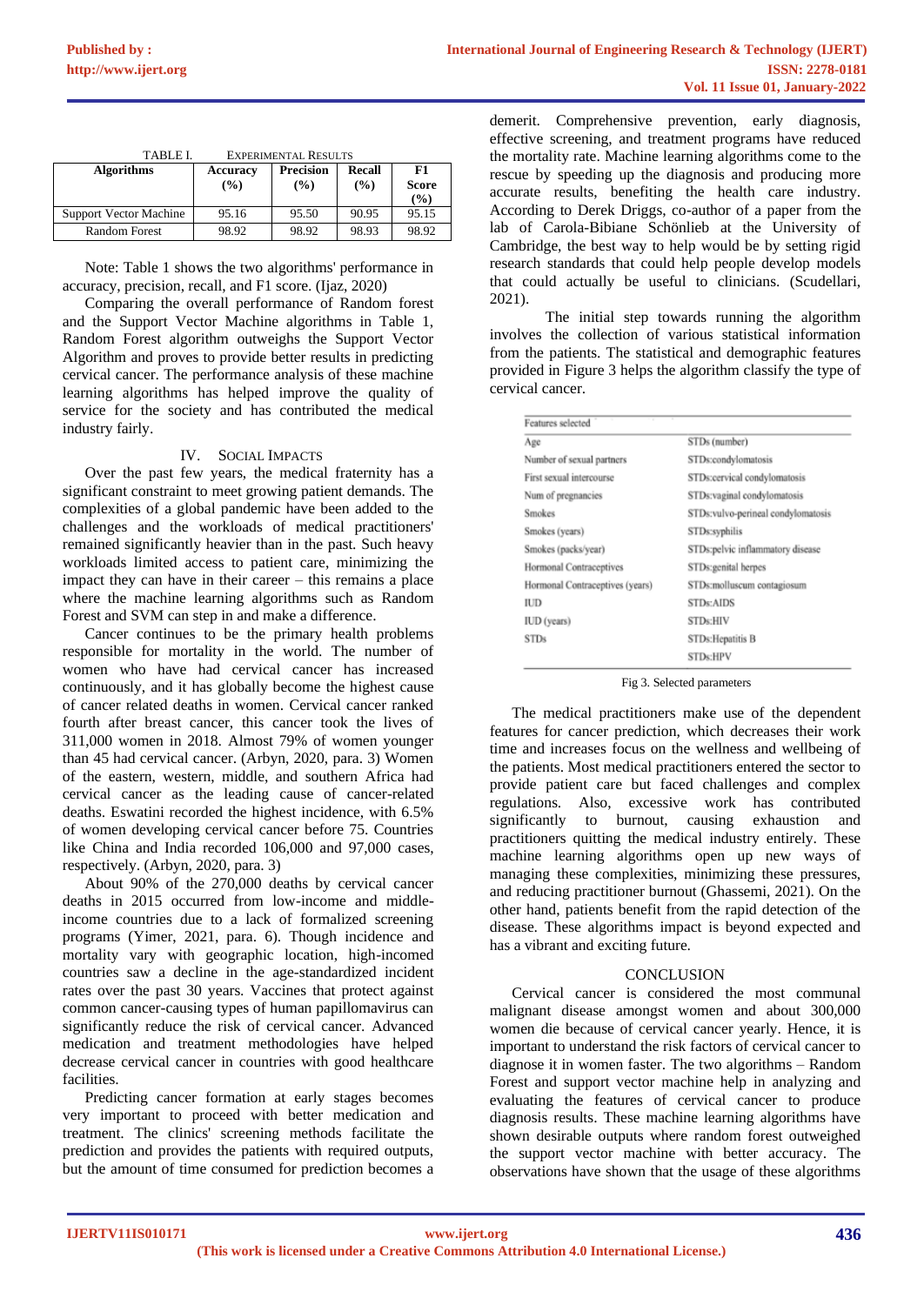TABLE I. EXPERIMENTAL RESULTS

| Algorithms | Accuracy (%) | Precision (%) | Recall (%) | F1 Score (%) |
|---|---|---|---|---|
| Support Vector Machine | 95.16 | 95.50 | 90.95 | 95.15 |
| Random Forest | 98.92 | 98.92 | 98.93 | 98.92 |

Note: Table 1 shows the two algorithms' performance in accuracy, precision, recall, and F1 score. (Ijaz, 2020)

Comparing the overall performance of Random forest and the Support Vector Machine algorithms in Table 1, Random Forest algorithm outweighs the Support Vector Algorithm and proves to provide better results in predicting cervical cancer. The performance analysis of these machine learning algorithms has helped improve the quality of service for the society and has contributed the medical industry fairly.

## IV. SOCIAL IMPACTS

Over the past few years, the medical fraternity has a significant constraint to meet growing patient demands. The complexities of a global pandemic have been added to the challenges and the workloads of medical practitioners' remained significantly heavier than in the past. Such heavy workloads limited access to patient care, minimizing the impact they can have in their career – this remains a place where the machine learning algorithms such as Random Forest and SVM can step in and make a difference.

Cancer continues to be the primary health problems responsible for mortality in the world. The number of women who have had cervical cancer has increased continuously, and it has globally become the highest cause of cancer related deaths in women. Cervical cancer ranked fourth after breast cancer, this cancer took the lives of 311,000 women in 2018. Almost 79% of women younger than 45 had cervical cancer. (Arbyn, 2020, para. 3) Women of the eastern, western, middle, and southern Africa had cervical cancer as the leading cause of cancer-related deaths. Eswatini recorded the highest incidence, with 6.5% of women developing cervical cancer before 75. Countries like China and India recorded 106,000 and 97,000 cases, respectively. (Arbyn, 2020, para. 3)

About 90% of the 270,000 deaths by cervical cancer deaths in 2015 occurred from low-income and middle-income countries due to a lack of formalized screening programs (Yimer, 2021, para. 6). Though incidence and mortality vary with geographic location, high-incomed countries saw a decline in the age-standardized incident rates over the past 30 years. Vaccines that protect against common cancer-causing types of human papillomavirus can significantly reduce the risk of cervical cancer. Advanced medication and treatment methodologies have helped decrease cervical cancer in countries with good healthcare facilities.

Predicting cancer formation at early stages becomes very important to proceed with better medication and treatment. The clinics' screening methods facilitate the prediction and provides the patients with required outputs, but the amount of time consumed for prediction becomes a demerit. Comprehensive prevention, early diagnosis, effective screening, and treatment programs have reduced the mortality rate. Machine learning algorithms come to the rescue by speeding up the diagnosis and producing more accurate results, benefiting the health care industry. According to Derek Driggs, co-author of a paper from the lab of Carola-Bibiane Schönlieb at the University of Cambridge, the best way to help would be by setting rigid research standards that could help people develop models that could actually be useful to clinicians. (Scudellari, 2021).

The initial step towards running the algorithm involves the collection of various statistical information from the patients. The statistical and demographic features provided in Figure 3 helps the algorithm classify the type of cervical cancer.

| Features selected | |
|---|---|
| Age | STDs (number) |
| Number of sexual partners | STDs:condylomatosis |
| First sexual intercourse | STDs:cervical condylomatosis |
| Num of pregnancies | STDs:vaginal condylomatosis |
| Smokes | STDs:vulvo-perineal condylomatosis |
| Smokes (years) | STDs:syphilis |
| Smokes (packs/year) | STDs:pelvic inflammatory disease |
| Hormonal Contraceptives | STDs:genital herpes |
| Hormonal Contraceptives (years) | STDs:molluscum contagiosum |
| IUD | STDs:AIDS |
| IUD (years) | STDs:HIV |
| STDs | STDs:Hepatitis B |
| | STDs:HPV |

Fig 3. Selected parameters

The medical practitioners make use of the dependent features for cancer prediction, which decreases their work time and increases focus on the wellness and wellbeing of the patients. Most medical practitioners entered the sector to provide patient care but faced challenges and complex regulations. Also, excessive work has contributed significantly to burnout, causing exhaustion and practitioners quitting the medical industry entirely. These machine learning algorithms open up new ways of managing these complexities, minimizing these pressures, and reducing practitioner burnout (Ghassemi, 2021). On the other hand, patients benefit from the rapid detection of the disease. These algorithms impact is beyond expected and has a vibrant and exciting future.

## CONCLUSION

Cervical cancer is considered the most communal malignant disease amongst women and about 300,000 women die because of cervical cancer yearly. Hence, it is important to understand the risk factors of cervical cancer to diagnose it in women faster. The two algorithms – Random Forest and support vector machine help in analyzing and evaluating the features of cervical cancer to produce diagnosis results. These machine learning algorithms have shown desirable outputs where random forest outweighed the support vector machine with better accuracy. The observations have shown that the usage of these algorithms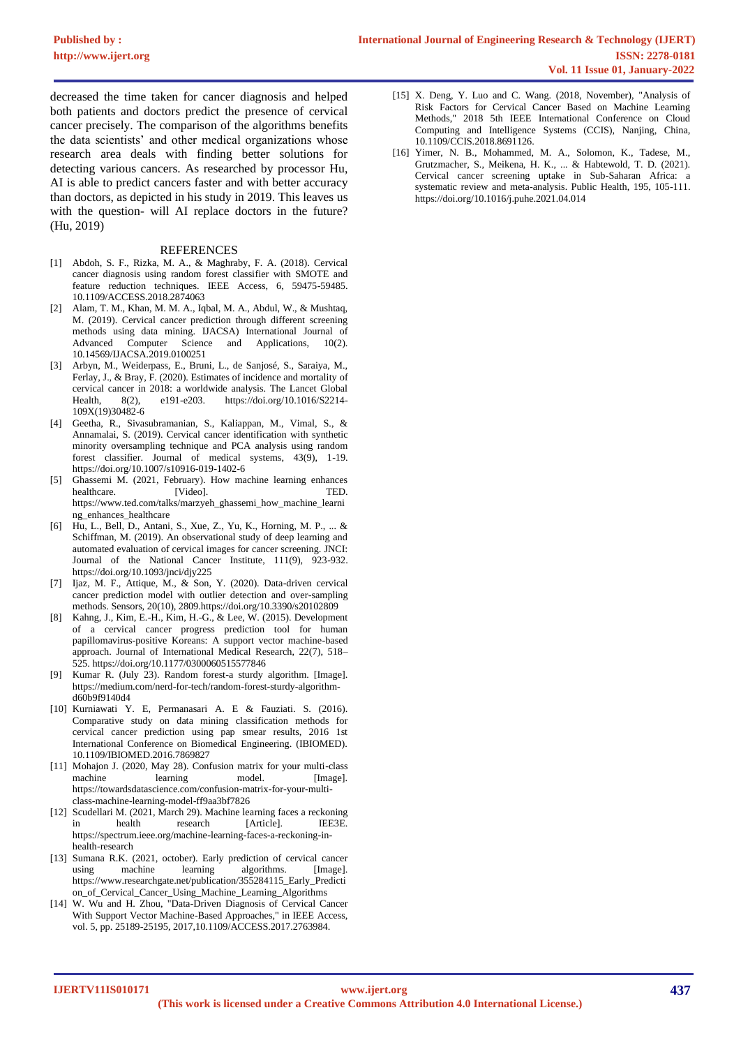decreased the time taken for cancer diagnosis and helped both patients and doctors predict the presence of cervical cancer precisely. The comparison of the algorithms benefits the data scientists' and other medical organizations whose research area deals with finding better solutions for detecting various cancers. As researched by processor Hu, AI is able to predict cancers faster and with better accuracy than doctors, as depicted in his study in 2019. This leaves us with the question- will AI replace doctors in the future? (Hu, 2019)

## REFERENCES

[1] Abdoh, S. F., Rizka, M. A., & Maghraby, F. A. (2018). Cervical cancer diagnosis using random forest classifier with SMOTE and feature reduction techniques. IEEE Access, 6, 59475-59485. 10.1109/ACCESS.2018.2874063

[2] Alam, T. M., Khan, M. M. A., Iqbal, M. A., Abdul, W., & Mushtaq, M. (2019). Cervical cancer prediction through different screening methods using data mining. IJACSA) International Journal of Advanced Computer Science and Applications, 10(2). 10.14569/IJACSA.2019.0100251

[3] Arbyn, M., Weiderpass, E., Bruni, L., de Sanjosé, S., Saraiya, M., Ferlay, J., & Bray, F. (2020). Estimates of incidence and mortality of cervical cancer in 2018: a worldwide analysis. The Lancet Global Health, 8(2), e191-e203. https://doi.org/10.1016/S2214-109X(19)30482-6

[4] Geetha, R., Sivasubramanian, S., Kaliappan, M., Vimal, S., & Annamalai, S. (2019). Cervical cancer identification with synthetic minority oversampling technique and PCA analysis using random forest classifier. Journal of medical systems, 43(9), 1-19. https://doi.org/10.1007/s10916-019-1402-6

[5] Ghassemi M. (2021, February). How machine learning enhances healthcare. [Video]. TED. https://www.ted.com/talks/marzyeh_ghassemi_how_machine_learning_enhances_healthcare

[6] Hu, L., Bell, D., Antani, S., Xue, Z., Yu, K., Horning, M. P., ... & Schiffman, M. (2019). An observational study of deep learning and automated evaluation of cervical images for cancer screening. JNCI: Journal of the National Cancer Institute, 111(9), 923-932. https://doi.org/10.1093/jnci/djy225

[7] Ijaz, M. F., Attique, M., & Son, Y. (2020). Data-driven cervical cancer prediction model with outlier detection and over-sampling methods. Sensors, 20(10), 2809.https://doi.org/10.3390/s20102809

[8] Kahng, J., Kim, E.-H., Kim, H.-G., & Lee, W. (2015). Development of a cervical cancer progress prediction tool for human papillomavirus-positive Koreans: A support vector machine-based approach. Journal of International Medical Research, 22(7), 518–525. https://doi.org/10.1177/0300060515577846

[9] Kumar R. (July 23). Random forest-a sturdy algorithm. [Image]. https://medium.com/nerd-for-tech/random-forest-sturdy-algorithm-d60b9f9140d4

[10] Kurniawati Y. E, Permanasari A. E & Fauziati. S. (2016). Comparative study on data mining classification methods for cervical cancer prediction using pap smear results, 2016 1st International Conference on Biomedical Engineering. (IBIOMED). 10.1109/IBIOMED.2016.7869827

[11] Mohajon J. (2020, May 28). Confusion matrix for your multi-class machine learning model. [Image]. https://towardsdatascience.com/confusion-matrix-for-your-multi-class-machine-learning-model-ff9aa3bf7826

[12] Scudellari M. (2021, March 29). Machine learning faces a reckoning in health research [Article]. IEE3E. https://spectrum.ieee.org/machine-learning-faces-a-reckoning-in-health-research

[13] Sumana R.K. (2021, october). Early prediction of cervical cancer using machine learning algorithms. [Image]. https://www.researchgate.net/publication/355284115_Early_Prediction_of_Cervical_Cancer_Using_Machine_Learning_Algorithms

[14] W. Wu and H. Zhou, "Data-Driven Diagnosis of Cervical Cancer With Support Vector Machine-Based Approaches," in IEEE Access, vol. 5, pp. 25189-25195, 2017,10.1109/ACCESS.2017.2763984.

[15] X. Deng, Y. Luo and C. Wang. (2018, November), "Analysis of Risk Factors for Cervical Cancer Based on Machine Learning Methods," 2018 5th IEEE International Conference on Cloud Computing and Intelligence Systems (CCIS), Nanjing, China, 10.1109/CCIS.2018.8691126.

[16] Yimer, N. B., Mohammed, M. A., Solomon, K., Tadese, M., Grutzmacher, S., Meikena, H. K., ... & Habtewold, T. D. (2021). Cervical cancer screening uptake in Sub-Saharan Africa: a systematic review and meta-analysis. Public Health, 195, 105-111. https://doi.org/10.1016/j.puhe.2021.04.014